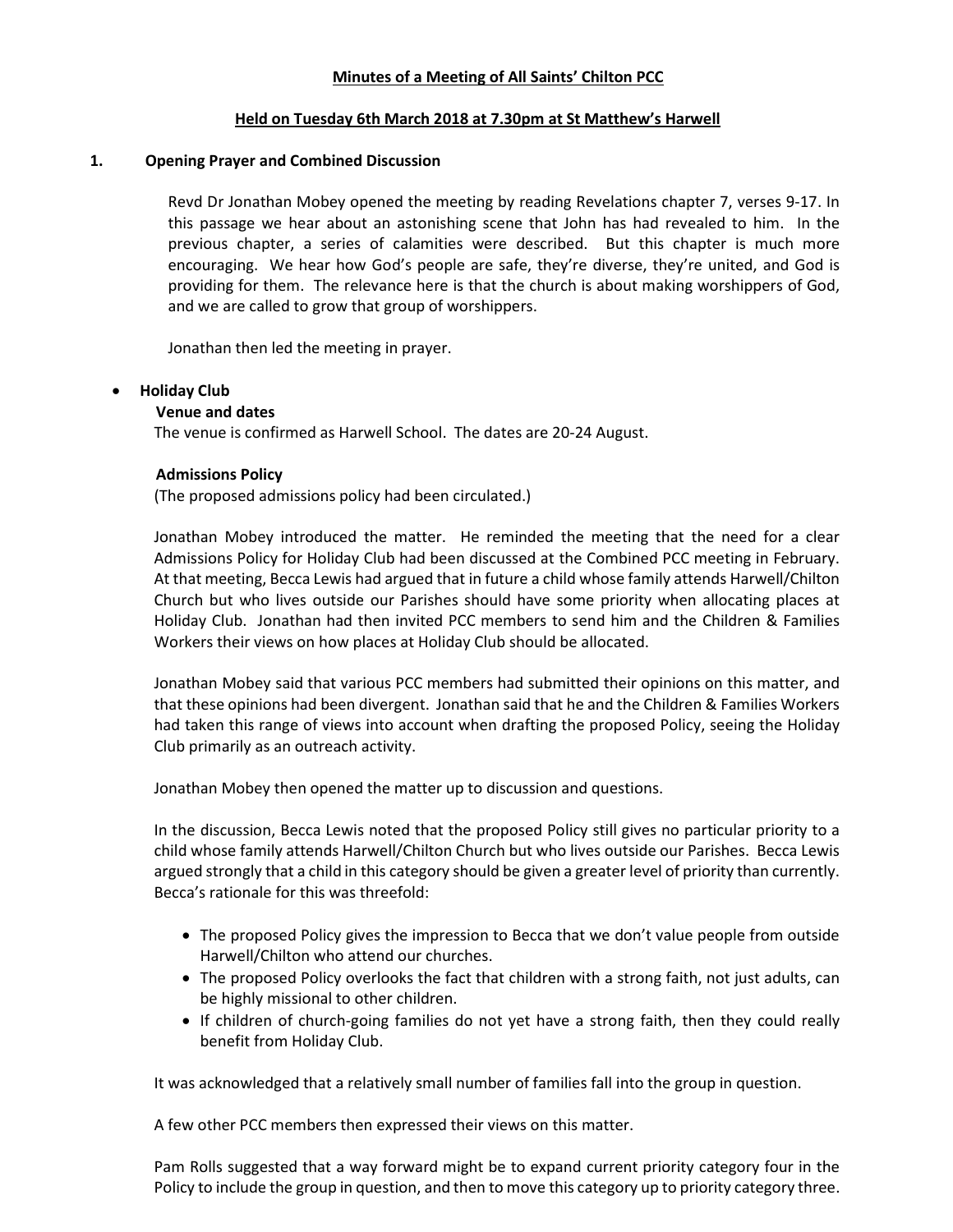**Minutes of a Meeting of All Saints' Chilton PCC**

**Held on Tuesday 6th March 2018 at 7.30pm at St Matthew's Harwell**

## 1. Opening Prayer and Combined Discussion

Revd Dr Jonathan Mobey opened the meeting by reading Revelations chapter 7, verses 9-17. In this passage we hear about an astonishing scene that John has had revealed to him. In the previous chapter, a series of calamities were described. But this chapter is much more encouraging. We hear how God's people are safe, they're diverse, they're united, and God is providing for them. The relevance here is that the church is about making worshippers of God, and we are called to grow that group of worshippers.

Jonathan then led the meeting in prayer.

- **Holiday Club**

**Venue and dates**

The venue is confirmed as Harwell School. The dates are 20-24 August.

**Admissions Policy**

(The proposed admissions policy had been circulated.)

Jonathan Mobey introduced the matter. He reminded the meeting that the need for a clear Admissions Policy for Holiday Club had been discussed at the Combined PCC meeting in February. At that meeting, Becca Lewis had argued that in future a child whose family attends Harwell/Chilton Church but who lives outside our Parishes should have some priority when allocating places at Holiday Club. Jonathan had then invited PCC members to send him and the Children & Families Workers their views on how places at Holiday Club should be allocated.

Jonathan Mobey said that various PCC members had submitted their opinions on this matter, and that these opinions had been divergent. Jonathan said that he and the Children & Families Workers had taken this range of views into account when drafting the proposed Policy, seeing the Holiday Club primarily as an outreach activity.

Jonathan Mobey then opened the matter up to discussion and questions.

In the discussion, Becca Lewis noted that the proposed Policy still gives no particular priority to a child whose family attends Harwell/Chilton Church but who lives outside our Parishes. Becca Lewis argued strongly that a child in this category should be given a greater level of priority than currently. Becca's rationale for this was threefold:

- The proposed Policy gives the impression to Becca that we don't value people from outside Harwell/Chilton who attend our churches.
- The proposed Policy overlooks the fact that children with a strong faith, not just adults, can be highly missional to other children.
- If children of church-going families do not yet have a strong faith, then they could really benefit from Holiday Club.

It was acknowledged that a relatively small number of families fall into the group in question.

A few other PCC members then expressed their views on this matter.

Pam Rolls suggested that a way forward might be to expand current priority category four in the Policy to include the group in question, and then to move this category up to priority category three.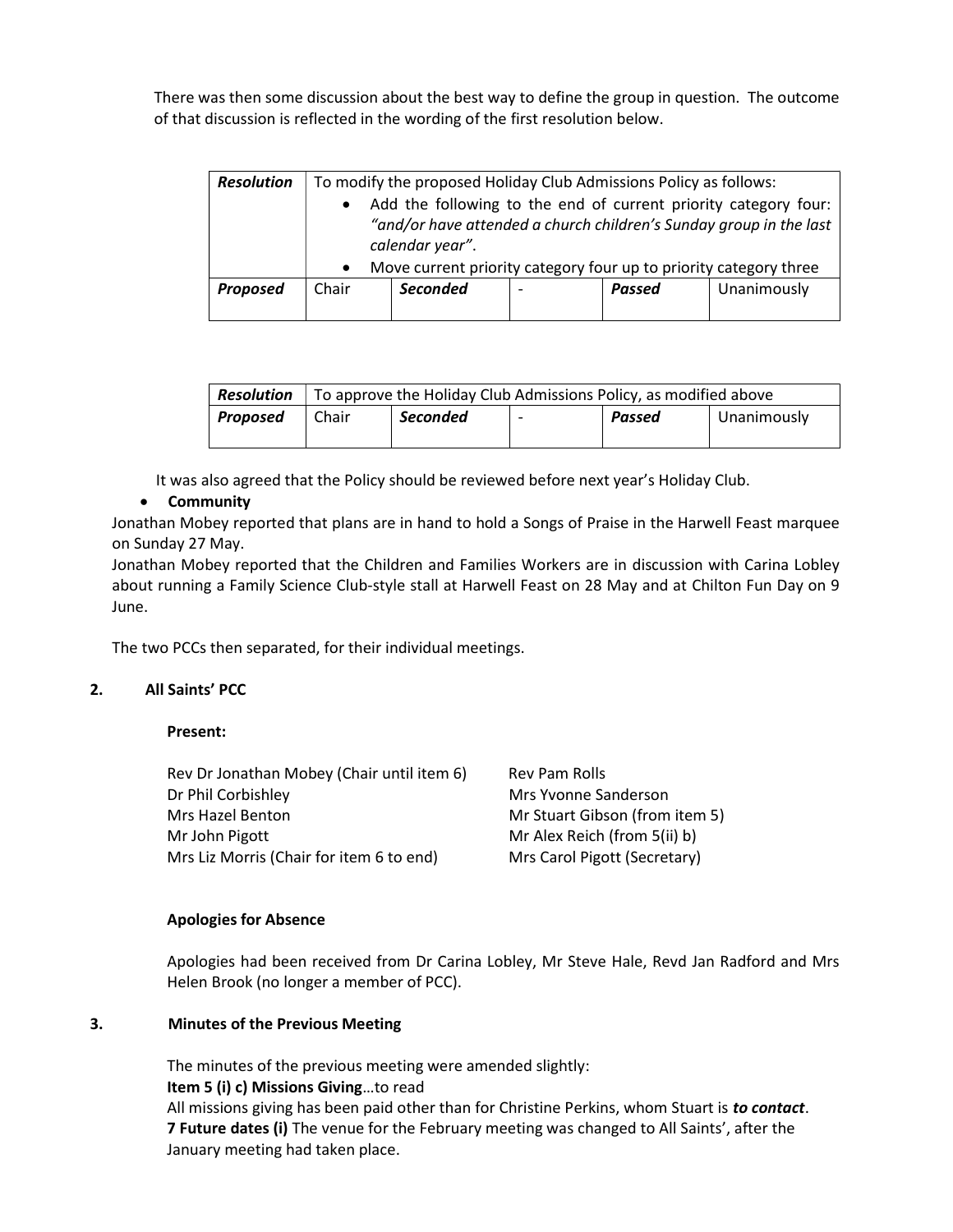There was then some discussion about the best way to define the group in question. The outcome of that discussion is reflected in the wording of the first resolution below.

| ***Resolution*** | To modify the proposed Holiday Club Admissions Policy as follows:<br>• Add the following to the end of current priority category four: *"and/or have attended a church children's Sunday group in the last calendar year"*.<br>• Move current priority category four up to priority category three | | | | |
|---|---|---|---|---|---|
| ***Proposed*** | Chair | ***Seconded*** | - | ***Passed*** | Unanimously |

| ***Resolution*** | To approve the Holiday Club Admissions Policy, as modified above | | | | |
|---|---|---|---|---|---|
| ***Proposed*** | Chair | ***Seconded*** | - | ***Passed*** | Unanimously |

It was also agreed that the Policy should be reviewed before next year's Holiday Club.

- **Community**

Jonathan Mobey reported that plans are in hand to hold a Songs of Praise in the Harwell Feast marquee on Sunday 27 May.

Jonathan Mobey reported that the Children and Families Workers are in discussion with Carina Lobley about running a Family Science Club-style stall at Harwell Feast on 28 May and at Chilton Fun Day on 9 June.

The two PCCs then separated, for their individual meetings.

## 2. All Saints' PCC

**Present:**

Rev Dr Jonathan Mobey (Chair until item 6)
Dr Phil Corbishley
Mrs Hazel Benton
Mr John Pigott
Mrs Liz Morris (Chair for item 6 to end)
Rev Pam Rolls
Mrs Yvonne Sanderson
Mr Stuart Gibson (from item 5)
Mr Alex Reich (from 5(ii) b)
Mrs Carol Pigott (Secretary)

**Apologies for Absence**

Apologies had been received from Dr Carina Lobley, Mr Steve Hale, Revd Jan Radford and Mrs Helen Brook (no longer a member of PCC).

## 3. Minutes of the Previous Meeting

The minutes of the previous meeting were amended slightly:

**Item 5 (i) c) Missions Giving**…to read

All missions giving has been paid other than for Christine Perkins, whom Stuart is ***to contact***.

**7 Future dates (i)** The venue for the February meeting was changed to All Saints', after the January meeting had taken place.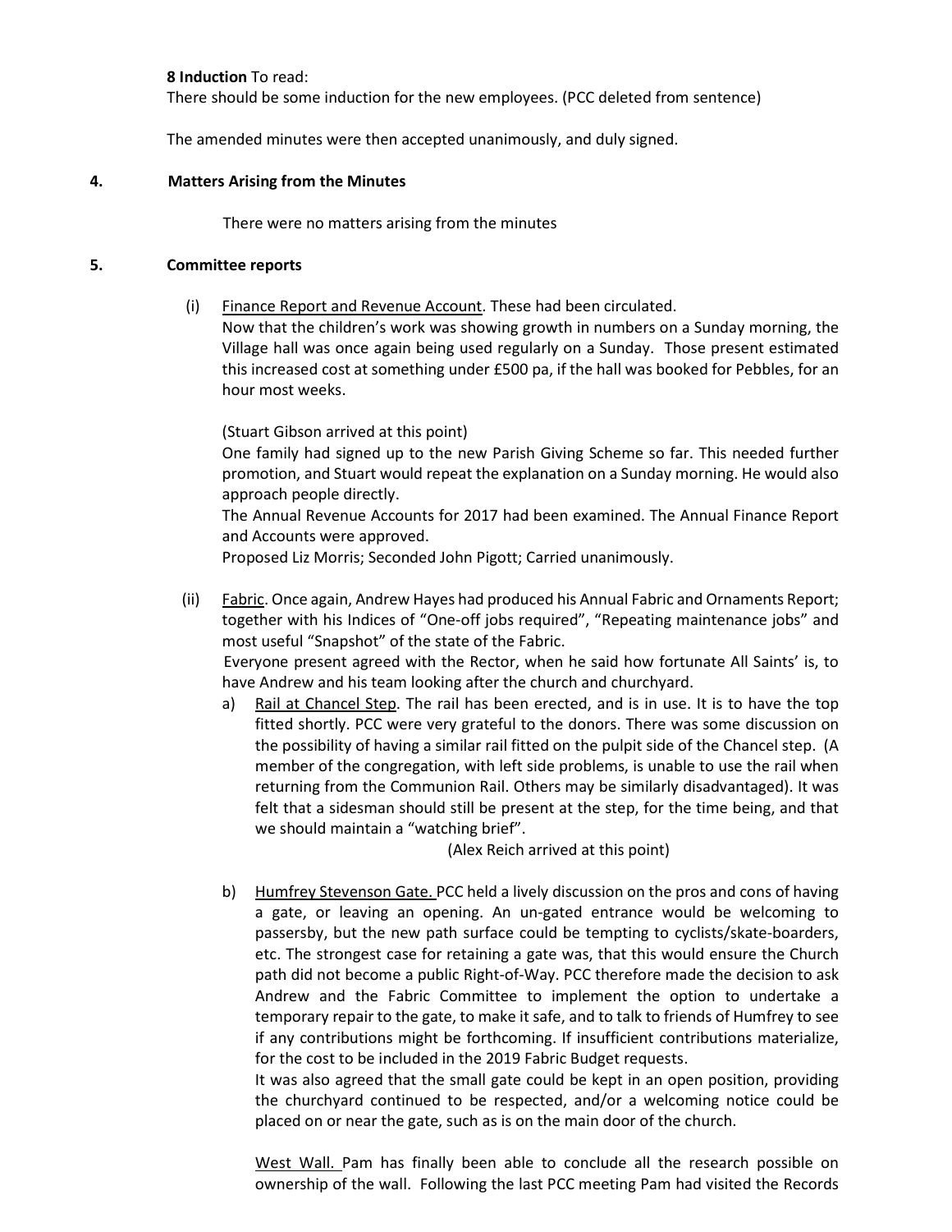**8 Induction** To read:
There should be some induction for the new employees. (PCC deleted from sentence)

The amended minutes were then accepted unanimously, and duly signed.

## 4. Matters Arising from the Minutes

There were no matters arising from the minutes

## 5. Committee reports

(i) Finance Report and Revenue Account. These had been circulated.
Now that the children's work was showing growth in numbers on a Sunday morning, the Village hall was once again being used regularly on a Sunday. Those present estimated this increased cost at something under £500 pa, if the hall was booked for Pebbles, for an hour most weeks.

(Stuart Gibson arrived at this point)
One family had signed up to the new Parish Giving Scheme so far. This needed further promotion, and Stuart would repeat the explanation on a Sunday morning. He would also approach people directly.
The Annual Revenue Accounts for 2017 had been examined. The Annual Finance Report and Accounts were approved.
Proposed Liz Morris; Seconded John Pigott; Carried unanimously.

(ii) Fabric. Once again, Andrew Hayes had produced his Annual Fabric and Ornaments Report; together with his Indices of "One-off jobs required", "Repeating maintenance jobs" and most useful "Snapshot" of the state of the Fabric.
Everyone present agreed with the Rector, when he said how fortunate All Saints' is, to have Andrew and his team looking after the church and churchyard.

a) Rail at Chancel Step. The rail has been erected, and is in use. It is to have the top fitted shortly. PCC were very grateful to the donors. There was some discussion on the possibility of having a similar rail fitted on the pulpit side of the Chancel step. (A member of the congregation, with left side problems, is unable to use the rail when returning from the Communion Rail. Others may be similarly disadvantaged). It was felt that a sidesman should still be present at the step, for the time being, and that we should maintain a "watching brief".

(Alex Reich arrived at this point)

b) Humfrey Stevenson Gate. PCC held a lively discussion on the pros and cons of having a gate, or leaving an opening. An un-gated entrance would be welcoming to passersby, but the new path surface could be tempting to cyclists/skate-boarders, etc. The strongest case for retaining a gate was, that this would ensure the Church path did not become a public Right-of-Way. PCC therefore made the decision to ask Andrew and the Fabric Committee to implement the option to undertake a temporary repair to the gate, to make it safe, and to talk to friends of Humfrey to see if any contributions might be forthcoming. If insufficient contributions materialize, for the cost to be included in the 2019 Fabric Budget requests.
It was also agreed that the small gate could be kept in an open position, providing the churchyard continued to be respected, and/or a welcoming notice could be placed on or near the gate, such as is on the main door of the church.

West Wall. Pam has finally been able to conclude all the research possible on ownership of the wall. Following the last PCC meeting Pam had visited the Records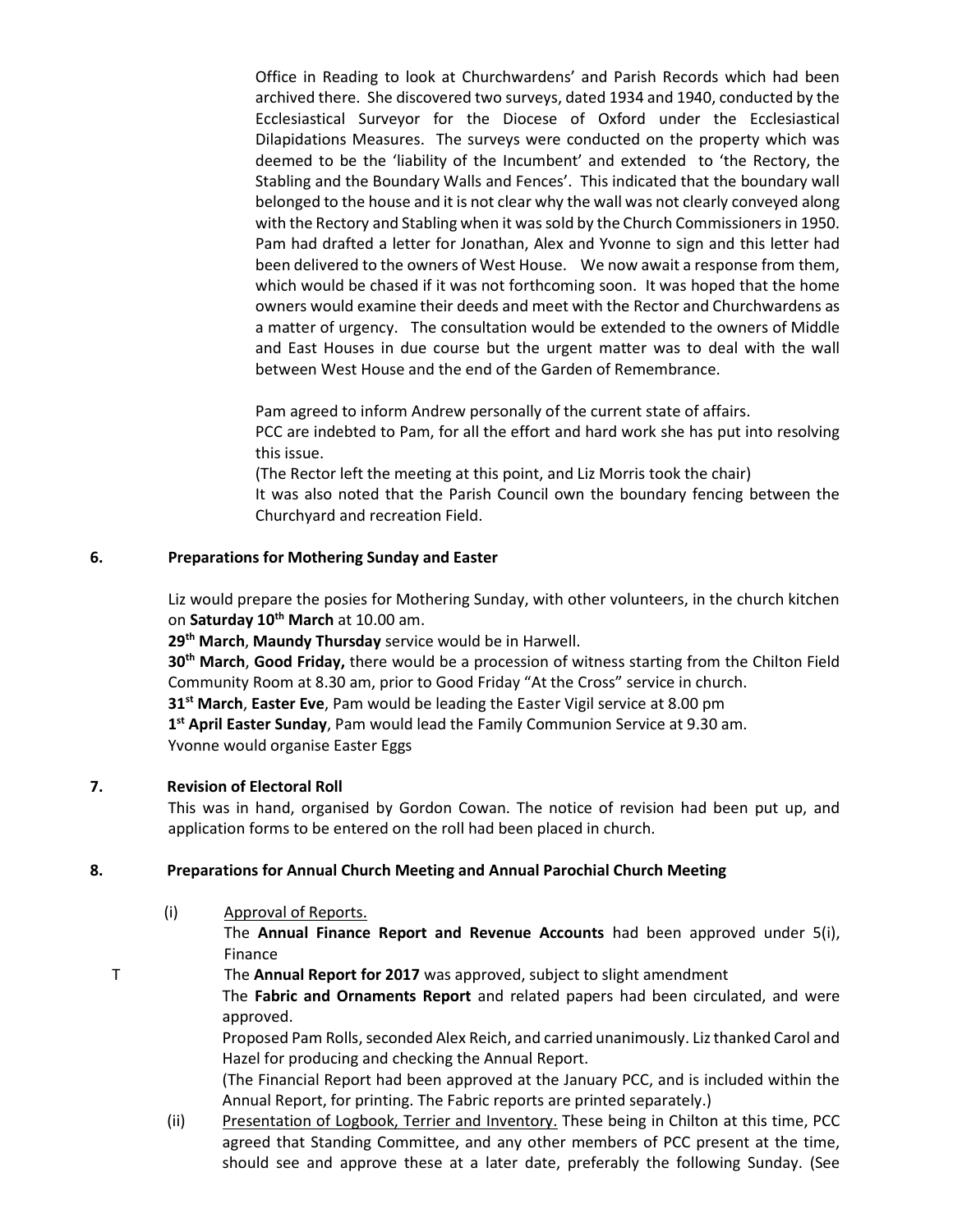Office in Reading to look at Churchwardens' and Parish Records which had been archived there. She discovered two surveys, dated 1934 and 1940, conducted by the Ecclesiastical Surveyor for the Diocese of Oxford under the Ecclesiastical Dilapidations Measures. The surveys were conducted on the property which was deemed to be the 'liability of the Incumbent' and extended to 'the Rectory, the Stabling and the Boundary Walls and Fences'. This indicated that the boundary wall belonged to the house and it is not clear why the wall was not clearly conveyed along with the Rectory and Stabling when it was sold by the Church Commissioners in 1950. Pam had drafted a letter for Jonathan, Alex and Yvonne to sign and this letter had been delivered to the owners of West House. We now await a response from them, which would be chased if it was not forthcoming soon. It was hoped that the home owners would examine their deeds and meet with the Rector and Churchwardens as a matter of urgency. The consultation would be extended to the owners of Middle and East Houses in due course but the urgent matter was to deal with the wall between West House and the end of the Garden of Remembrance.

Pam agreed to inform Andrew personally of the current state of affairs.
PCC are indebted to Pam, for all the effort and hard work she has put into resolving this issue.
(The Rector left the meeting at this point, and Liz Morris took the chair)
It was also noted that the Parish Council own the boundary fencing between the Churchyard and recreation Field.

**6. Preparations for Mothering Sunday and Easter**

Liz would prepare the posies for Mothering Sunday, with other volunteers, in the church kitchen on **Saturday 10th March** at 10.00 am.
**29th March**, **Maundy Thursday** service would be in Harwell.
**30th March**, **Good Friday,** there would be a procession of witness starting from the Chilton Field Community Room at 8.30 am, prior to Good Friday "At the Cross" service in church.
**31st March**, **Easter Eve**, Pam would be leading the Easter Vigil service at 8.00 pm
**1st April Easter Sunday**, Pam would lead the Family Communion Service at 9.30 am.
Yvonne would organise Easter Eggs

**7. Revision of Electoral Roll**

This was in hand, organised by Gordon Cowan. The notice of revision had been put up, and application forms to be entered on the roll had been placed in church.

**8. Preparations for Annual Church Meeting and Annual Parochial Church Meeting**

(i) Approval of Reports.
The **Annual Finance Report and Revenue Accounts** had been approved under 5(i), Finance
T The **Annual Report for 2017** was approved, subject to slight amendment
The **Fabric and Ornaments Report** and related papers had been circulated, and were approved.
Proposed Pam Rolls, seconded Alex Reich, and carried unanimously. Liz thanked Carol and Hazel for producing and checking the Annual Report.
(The Financial Report had been approved at the January PCC, and is included within the Annual Report, for printing. The Fabric reports are printed separately.)

(ii) Presentation of Logbook, Terrier and Inventory. These being in Chilton at this time, PCC agreed that Standing Committee, and any other members of PCC present at the time, should see and approve these at a later date, preferably the following Sunday. (See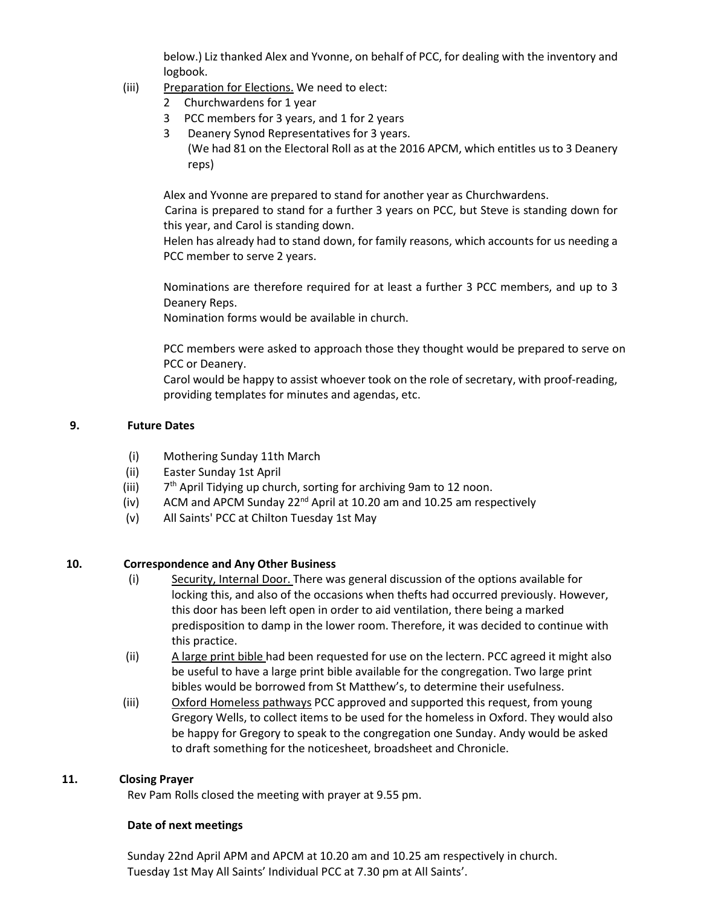below.) Liz thanked Alex and Yvonne, on behalf of PCC, for dealing with the inventory and logbook.

(iii) Preparation for Elections. We need to elect:

- 2 Churchwardens for 1 year
- 3 PCC members for 3 years, and 1 for 2 years
- 3 Deanery Synod Representatives for 3 years.
  (We had 81 on the Electoral Roll as at the 2016 APCM, which entitles us to 3 Deanery reps)

Alex and Yvonne are prepared to stand for another year as Churchwardens.
Carina is prepared to stand for a further 3 years on PCC, but Steve is standing down for this year, and Carol is standing down.
Helen has already had to stand down, for family reasons, which accounts for us needing a PCC member to serve 2 years.

Nominations are therefore required for at least a further 3 PCC members, and up to 3 Deanery Reps.
Nomination forms would be available in church.

PCC members were asked to approach those they thought would be prepared to serve on PCC or Deanery.
Carol would be happy to assist whoever took on the role of secretary, with proof-reading, providing templates for minutes and agendas, etc.

## 9. Future Dates

- (i) Mothering Sunday 11th March
- (ii) Easter Sunday 1st April
- (iii) 7th April Tidying up church, sorting for archiving 9am to 12 noon.
- (iv) ACM and APCM Sunday 22nd April at 10.20 am and 10.25 am respectively
- (v) All Saints' PCC at Chilton Tuesday 1st May

## 10. Correspondence and Any Other Business

(i) Security, Internal Door. There was general discussion of the options available for locking this, and also of the occasions when thefts had occurred previously. However, this door has been left open in order to aid ventilation, there being a marked predisposition to damp in the lower room. Therefore, it was decided to continue with this practice.

(ii) A large print bible had been requested for use on the lectern. PCC agreed it might also be useful to have a large print bible available for the congregation. Two large print bibles would be borrowed from St Matthew's, to determine their usefulness.

(iii) Oxford Homeless pathways PCC approved and supported this request, from young Gregory Wells, to collect items to be used for the homeless in Oxford. They would also be happy for Gregory to speak to the congregation one Sunday. Andy would be asked to draft something for the noticesheet, broadsheet and Chronicle.

## 11. Closing Prayer

Rev Pam Rolls closed the meeting with prayer at 9.55 pm.

**Date of next meetings**

Sunday 22nd April APM and APCM at 10.20 am and 10.25 am respectively in church.
Tuesday 1st May All Saints' Individual PCC at 7.30 pm at All Saints'.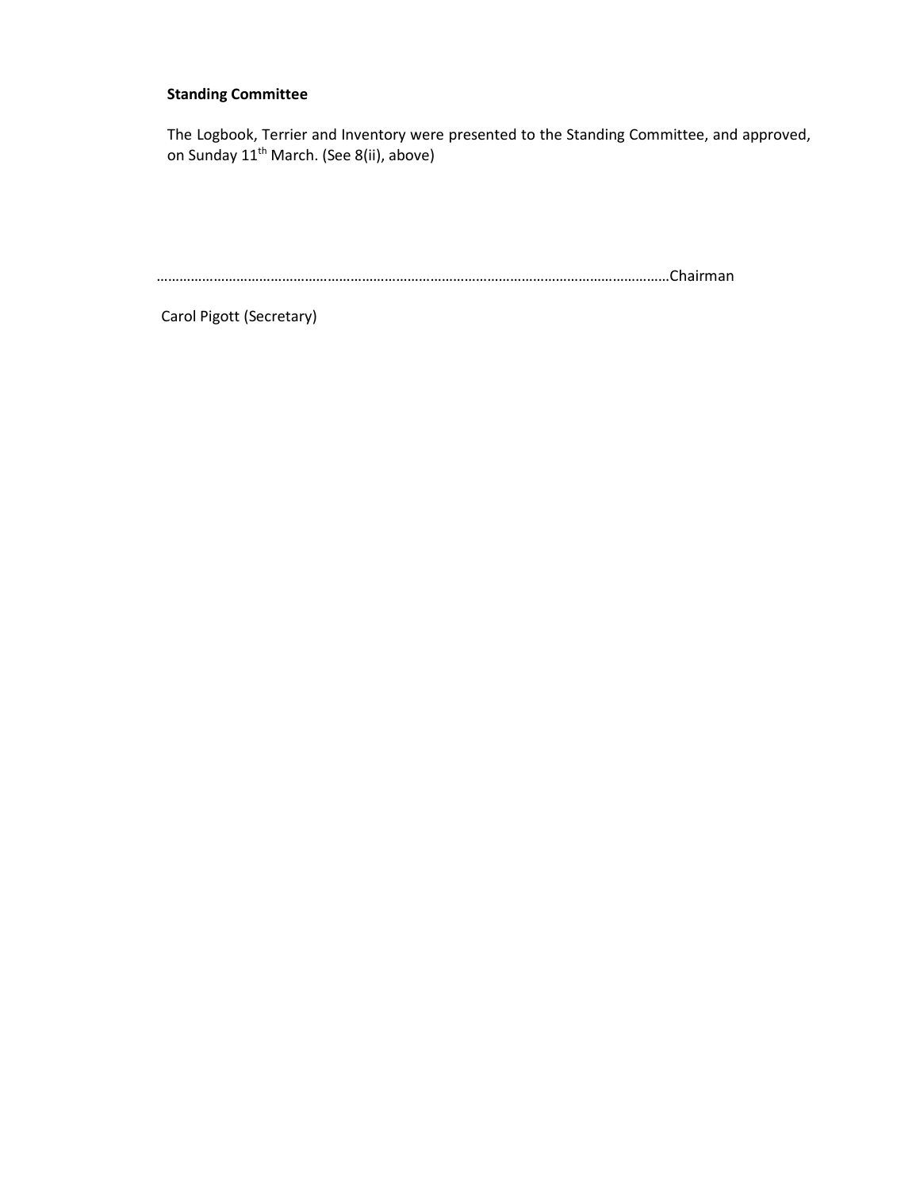**Standing Committee**

The Logbook, Terrier and Inventory were presented to the Standing Committee, and approved, on Sunday 11th March. (See 8(ii), above)

……………………………………………………………………………………………………………………………Chairman

Carol Pigott (Secretary)